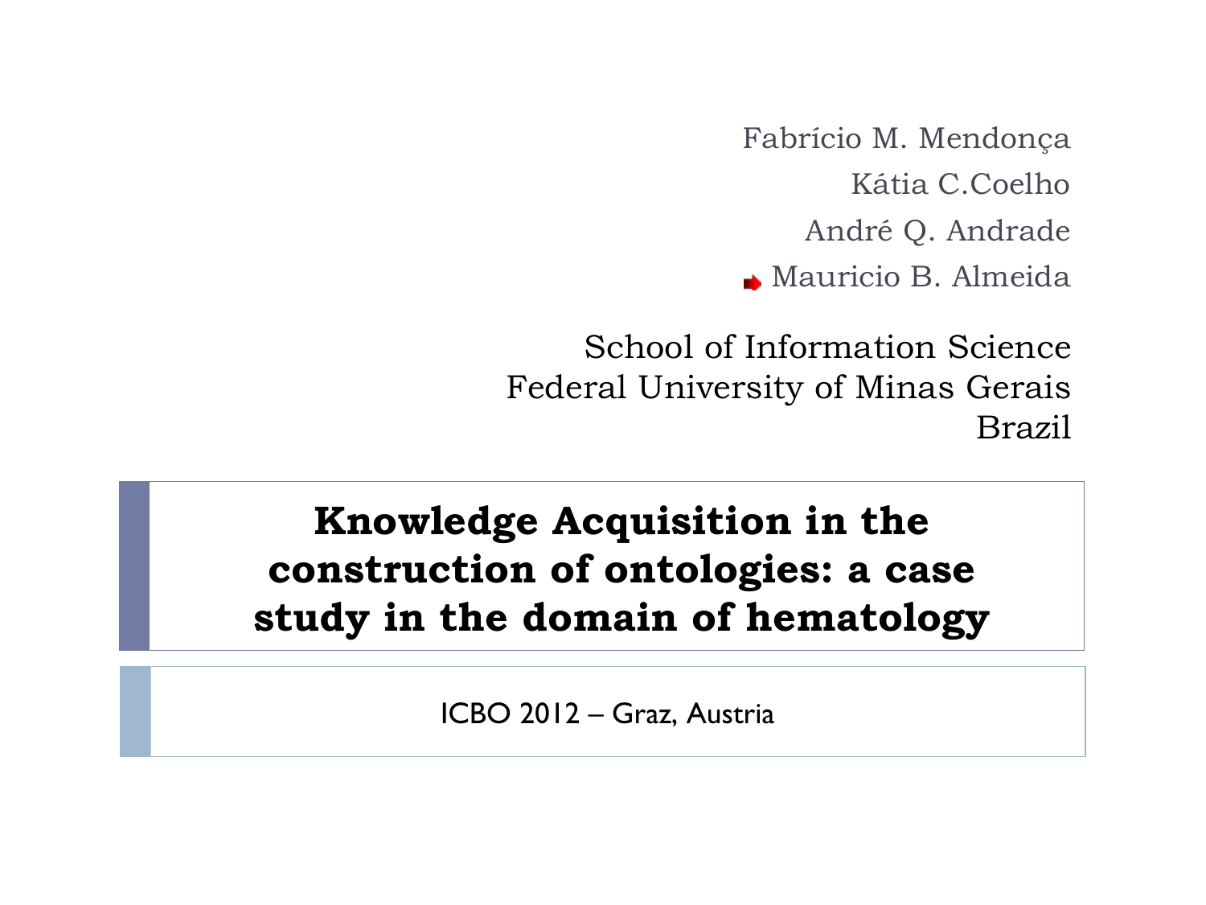Fabrício M. Mendonça
Kátia C.Coelho
André Q. Andrade
Mauricio B. Almeida

School of Information Science
Federal University of Minas Gerais
Brazil

# Knowledge Acquisition in the construction of ontologies: a case study in the domain of hematology

ICBO 2012 – Graz, Austria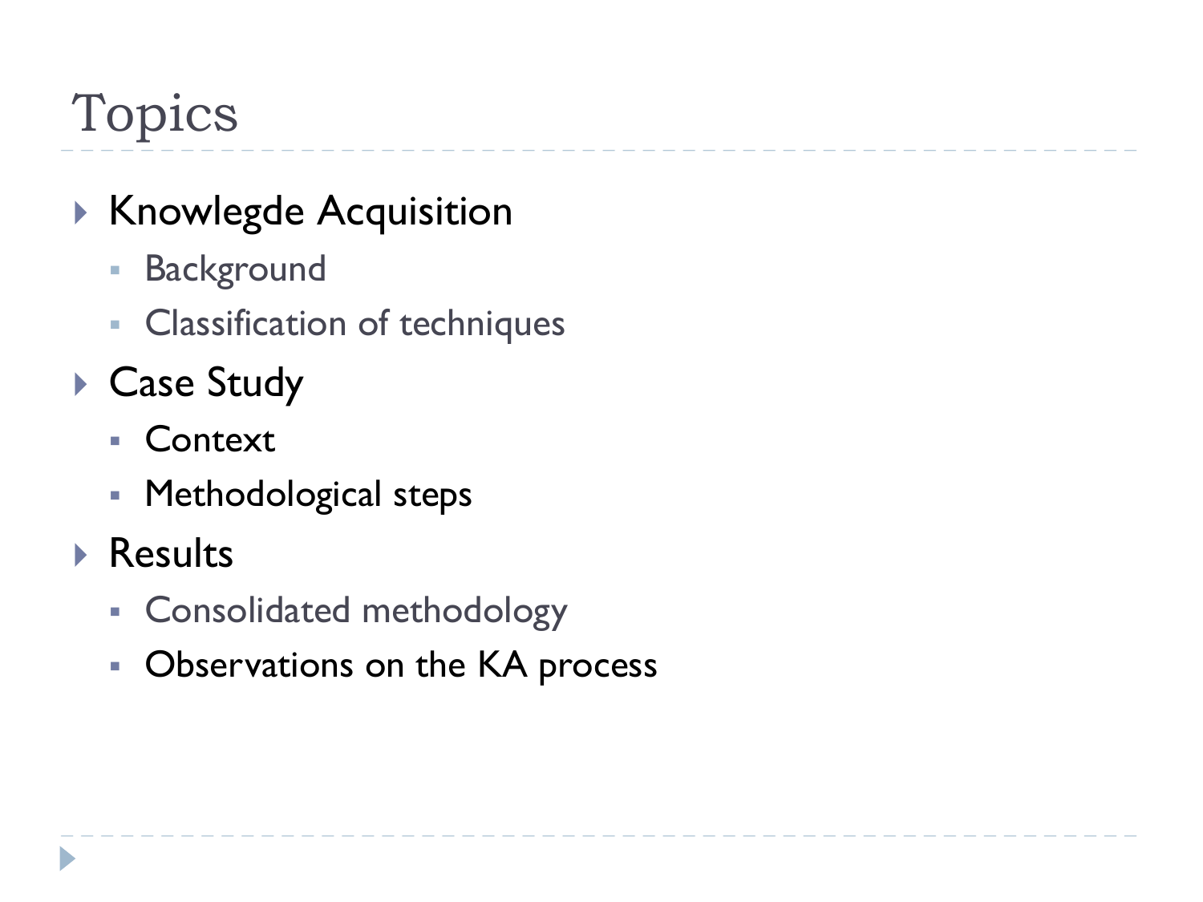# Topics

- Knowlegde Acquisition
  - Background
  - Classification of techniques
- Case Study
  - Context
  - Methodological steps
- Results
  - Consolidated methodology
  - Observations on the KA process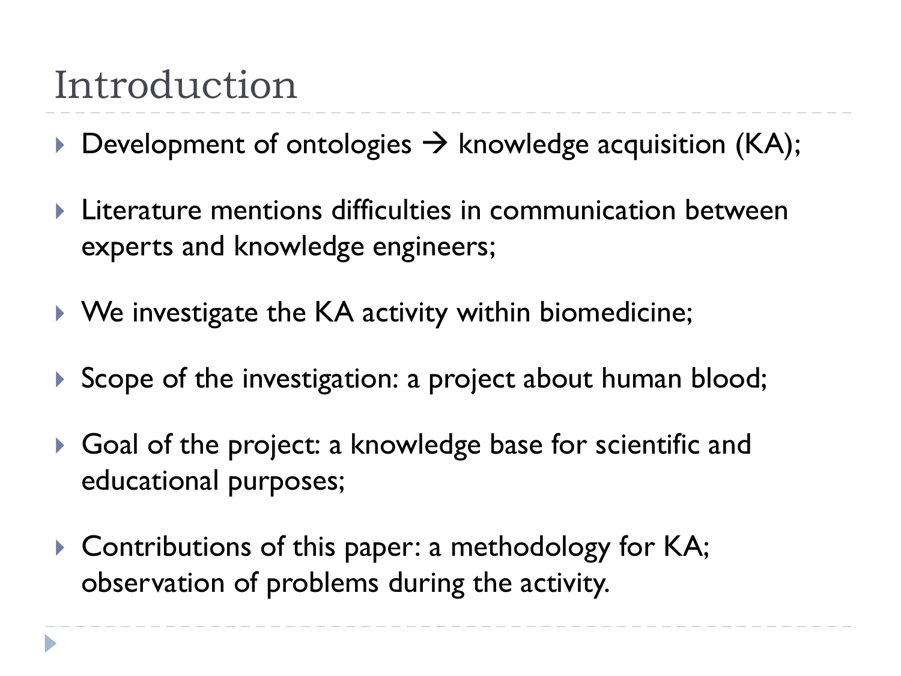# Introduction

- Development of ontologies → knowledge acquisition (KA);
- Literature mentions difficulties in communication between experts and knowledge engineers;
- We investigate the KA activity within biomedicine;
- Scope of the investigation: a project about human blood;
- Goal of the project: a knowledge base for scientific and educational purposes;
- Contributions of this paper: a methodology for KA; observation of problems during the activity.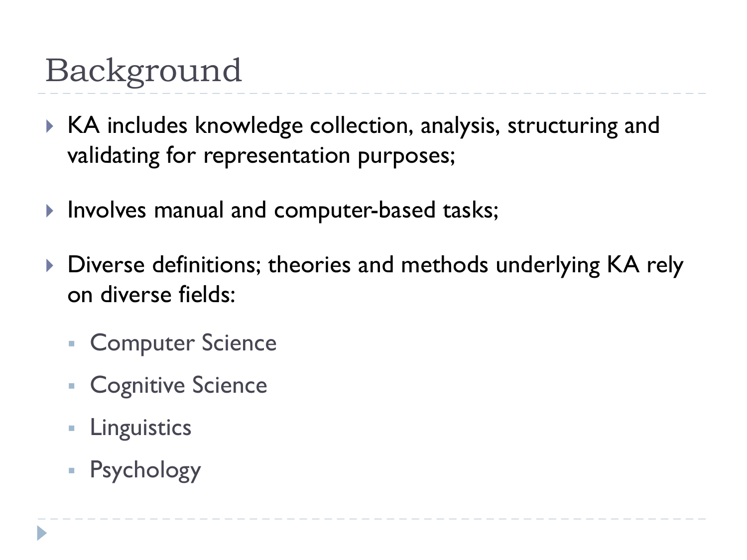# Background

- KA includes knowledge collection, analysis, structuring and validating for representation purposes;
- Involves manual and computer-based tasks;
- Diverse definitions; theories and methods underlying KA rely on diverse fields:
  - Computer Science
  - Cognitive Science
  - Linguistics
  - Psychology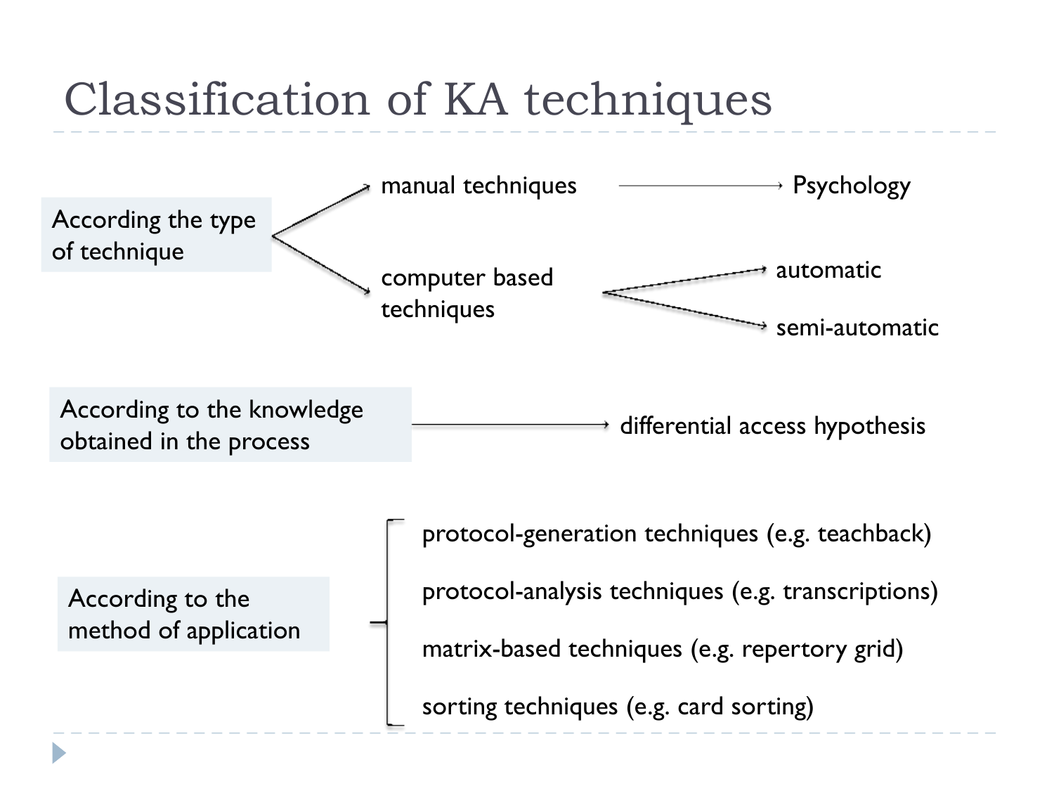# Classification of KA techniques

- **According the type of technique**
  - manual techniques → Psychology
  - computer based techniques
    - automatic
    - semi-automatic

- **According to the knowledge obtained in the process** → differential access hypothesis

- **According to the method of application**
  - protocol-generation techniques (e.g. teachback)
  - protocol-analysis techniques (e.g. transcriptions)
  - matrix-based techniques (e.g. repertory grid)
  - sorting techniques (e.g. card sorting)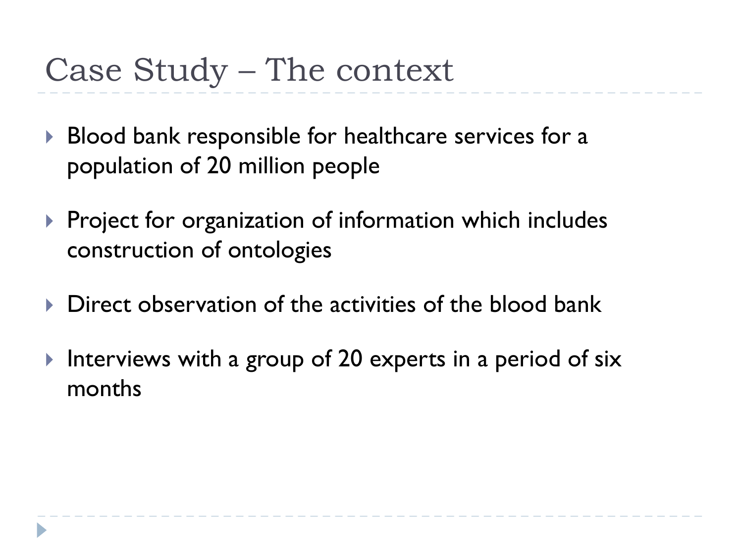# Case Study – The context

- Blood bank responsible for healthcare services for a population of 20 million people
- Project for organization of information which includes construction of ontologies
- Direct observation of the activities of the blood bank
- Interviews with a group of 20 experts in a period of six months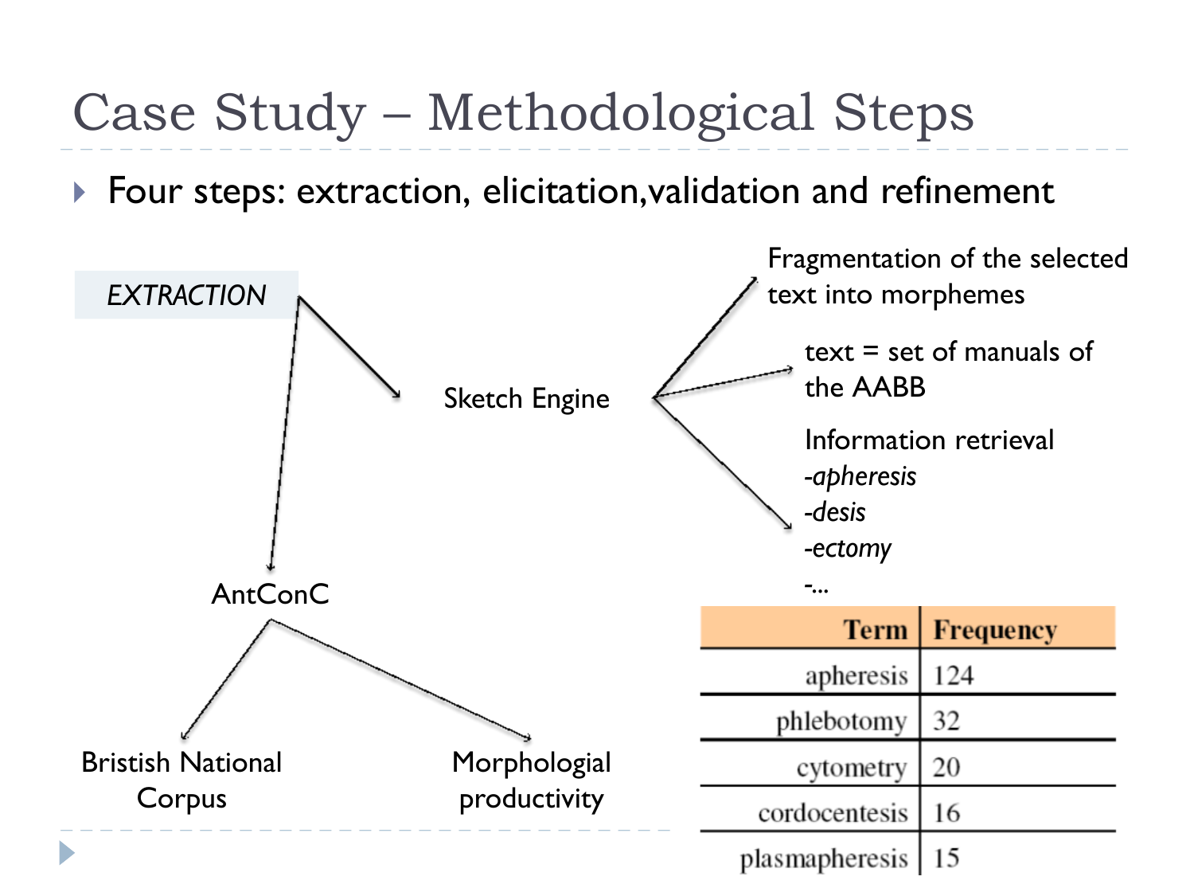# Case Study – Methodological Steps

- Four steps: extraction, elicitation,validation and refinement

*EXTRACTION*

- Sketch Engine
  - Fragmentation of the selected text into morphemes
  - text = set of manuals of the AABB
  - Information retrieval
    - *-apheresis*
    - *-desis*
    - *-ectomy*
    - -...
- AntConC
  - Bristish National Corpus
  - Morphologial productivity

| Term | Frequency |
| --- | --- |
| apheresis | 124 |
| phlebotomy | 32 |
| cytometry | 20 |
| cordocentesis | 16 |
| plasmapheresis | 15 |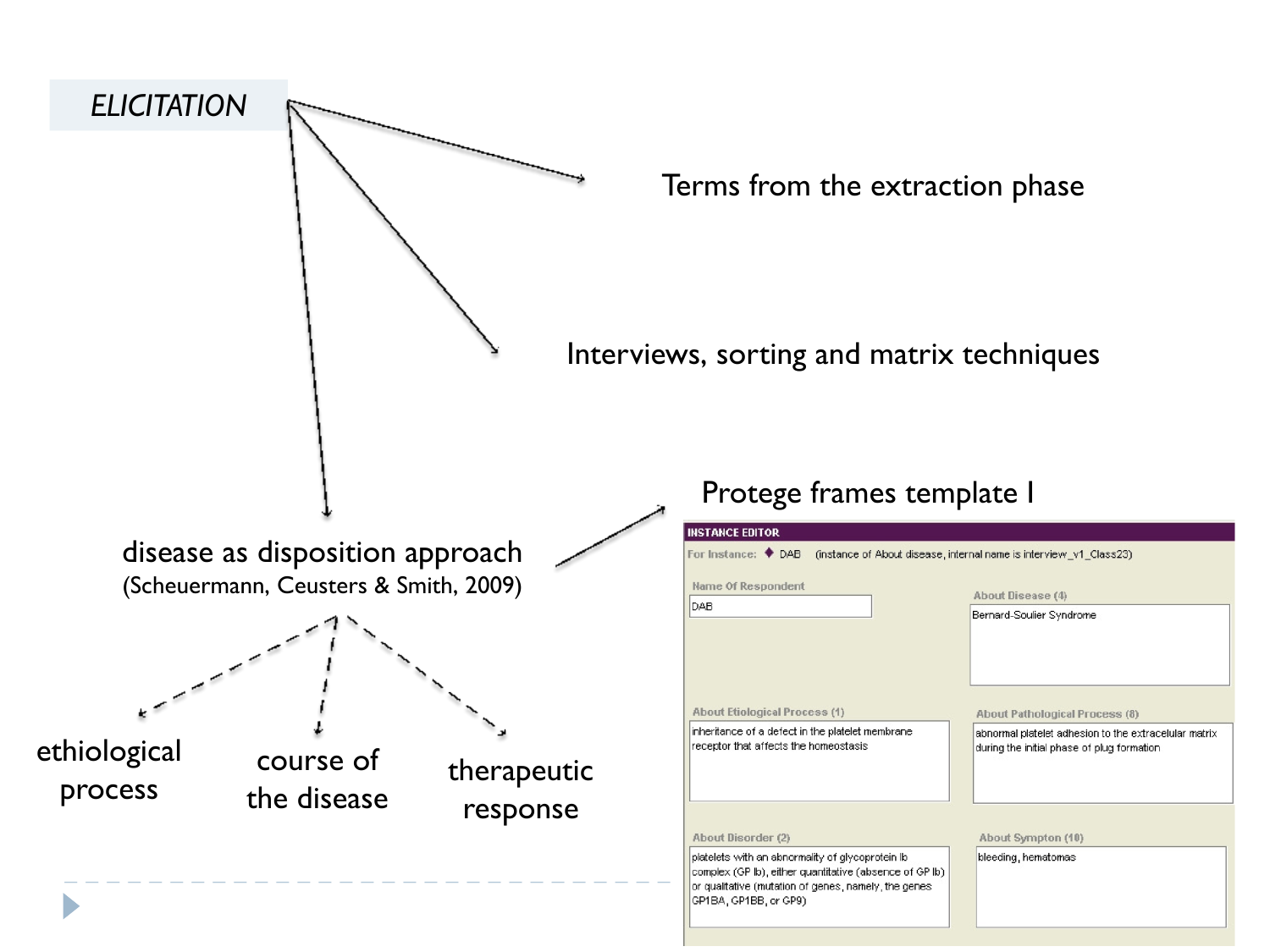# ELICITATION

- Terms from the extraction phase
- Interviews, sorting and matrix techniques
- disease as disposition approach (Scheuermann, Ceusters & Smith, 2009)
  - ethiological process
  - course of the disease
  - therapeutic response

Protege frames template I

**INSTANCE EDITOR**

For Instance: ◆ DAB (instance of About disease, internal name is interview_v1_Class23)

Name Of Respondent: DAB

About Disease (4): Bernard-Soulier Syndrome

About Etiological Process (1): inheritance of a defect in the platelet membrane receptor that affects the homeostasis

About Pathological Process (8): abnormal platelet adhesion to the extracelular matrix during the initial phase of plug formation

About Disorder (2): platelets with an abnormality of glycoprotein Ib complex (GP Ib), either quantitative (absence of GP Ib) or qualitative (mutation of genes, namely, the genes GP1BA, GP1BB, or GP9)

About Sympton (10): bleeding, hematomas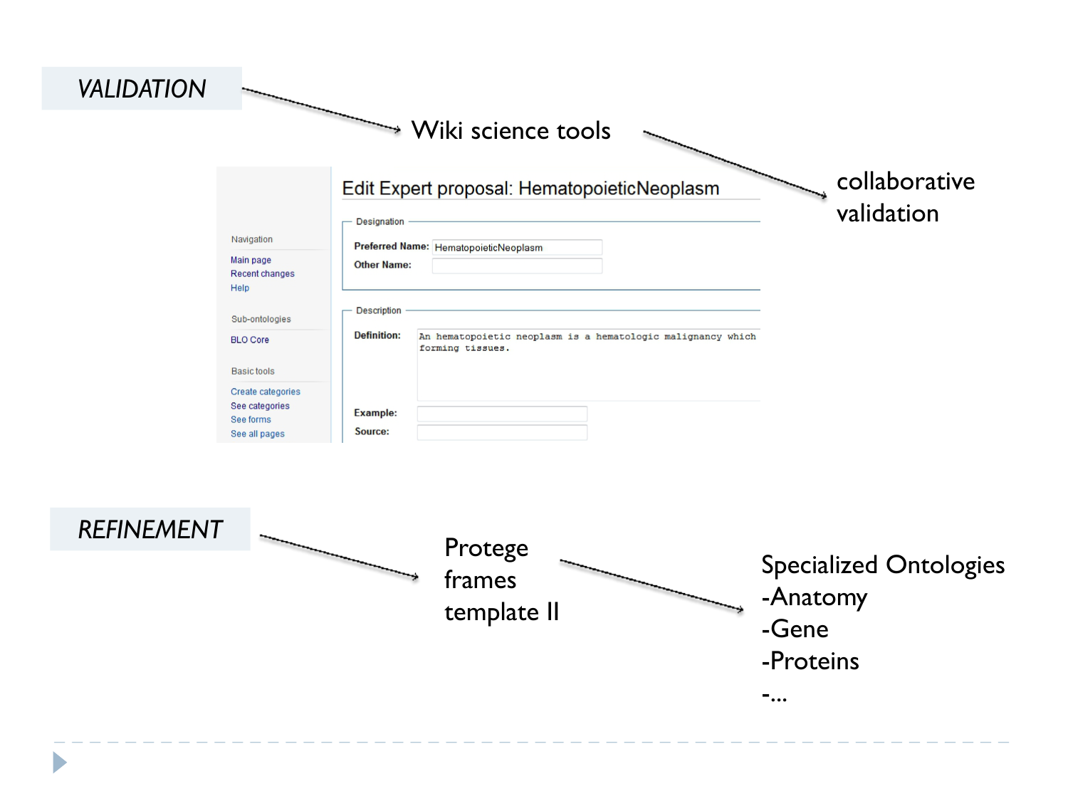## *VALIDATION*

→ Wiki science tools → collaborative validation

**Edit Expert proposal: HematopoieticNeoplasm**

Navigation
- Main page
- Recent changes
- Help

Sub-ontologies
- BLO Core

Basic tools
- Create categories
- See categories
- See forms
- See all pages

Designation
- **Preferred Name:** HematopoieticNeoplasm
- **Other Name:**

Description
- **Definition:** An hematopoietic neoplasm is a hematologic malignancy which forming tissues.
- **Example:**
- **Source:**

## *REFINEMENT*

→ Protege frames template II → Specialized Ontologies
- -Anatomy
- -Gene
- -Proteins
- -...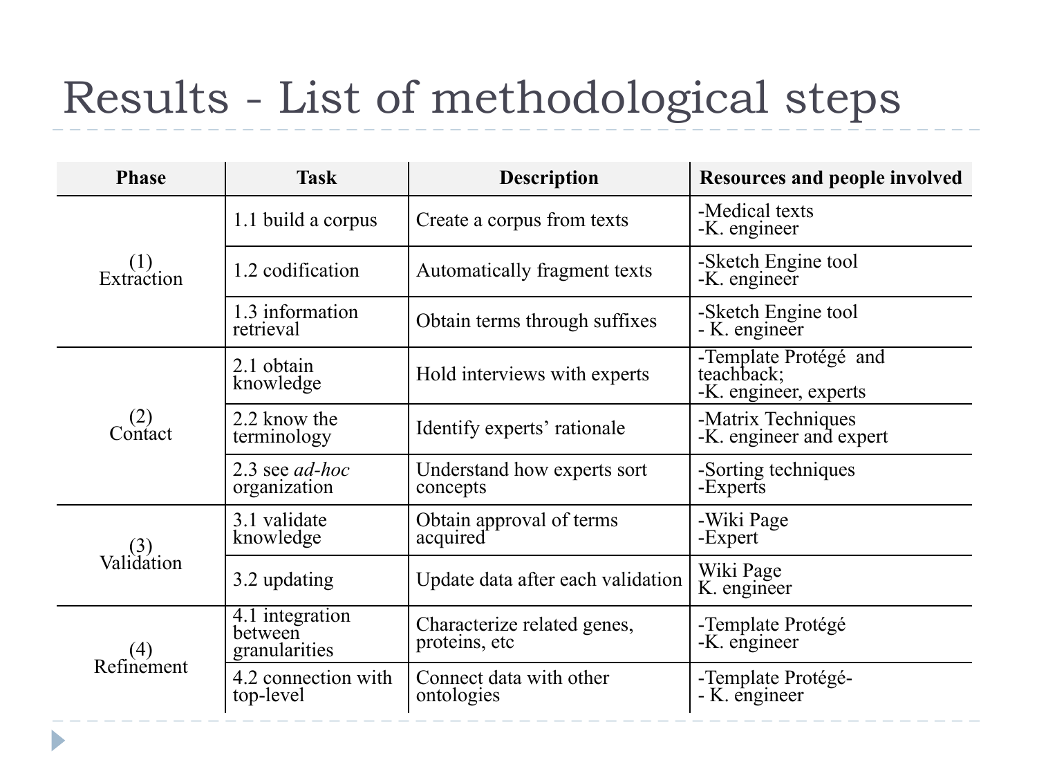# Results - List of methodological steps

| Phase | Task | Description | Resources and people involved |
|---|---|---|---|
| (1) Extraction | 1.1 build a corpus | Create a corpus from texts | -Medical texts<br>-K. engineer |
| | 1.2 codification | Automatically fragment texts | -Sketch Engine tool<br>-K. engineer |
| | 1.3 information retrieval | Obtain terms through suffixes | -Sketch Engine tool<br>- K. engineer |
| (2) Contact | 2.1 obtain knowledge | Hold interviews with experts | -Template Protégé and teachback;<br>-K. engineer, experts |
| | 2.2 know the terminology | Identify experts' rationale | -Matrix Techniques<br>-K. engineer and expert |
| | 2.3 see *ad-hoc* organization | Understand how experts sort concepts | -Sorting techniques<br>-Experts |
| (3) Validation | 3.1 validate knowledge | Obtain approval of terms acquired | -Wiki Page<br>-Expert |
| | 3.2 updating | Update data after each validation | Wiki Page<br>K. engineer |
| (4) Refinement | 4.1 integration between granularities | Characterize related genes, proteins, etc | -Template Protégé<br>-K. engineer |
| | 4.2 connection with top-level | Connect data with other ontologies | -Template Protégé-<br>- K. engineer |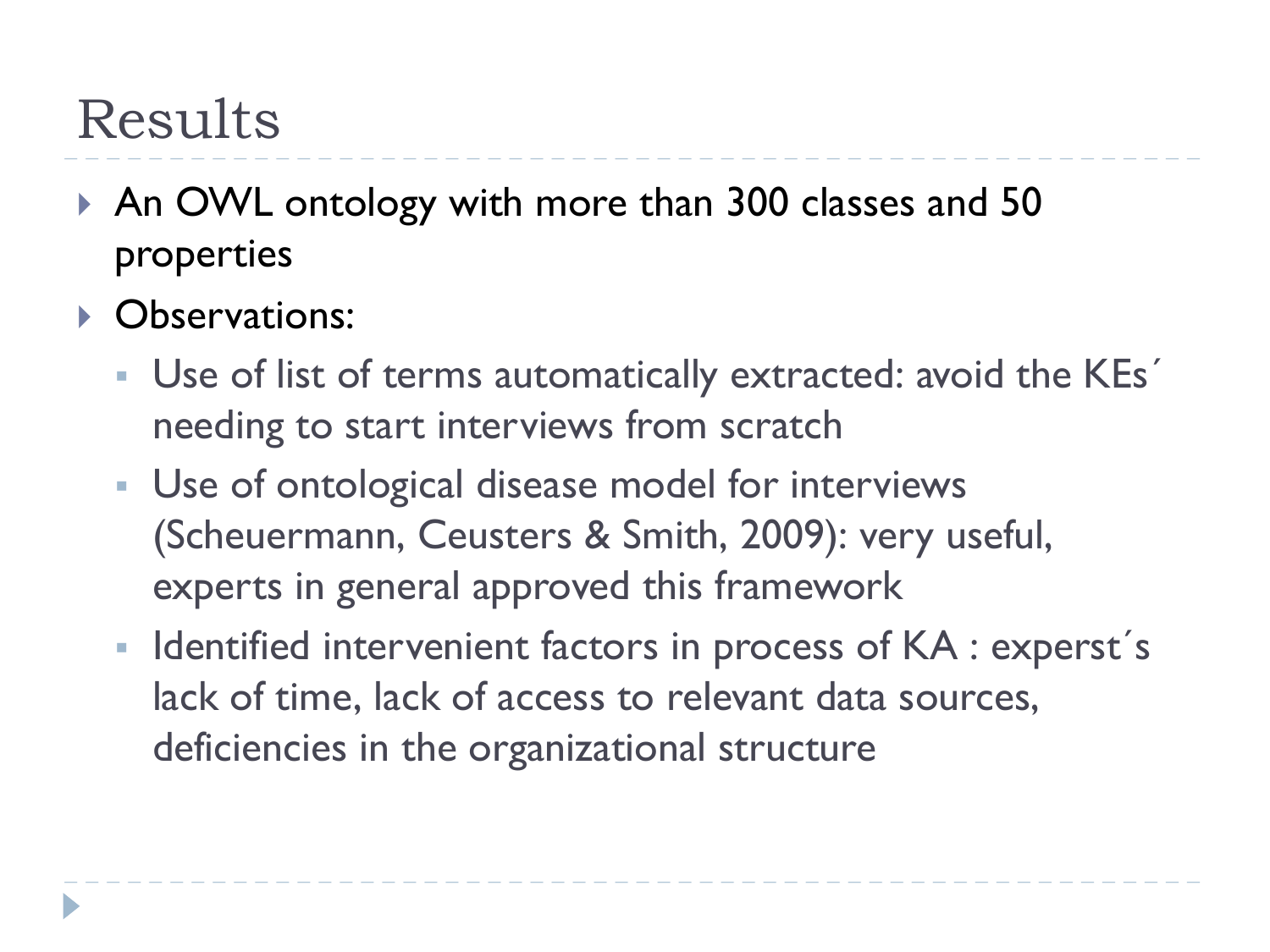# Results

- An OWL ontology with more than 300 classes and 50 properties
- Observations:
  - Use of list of terms automatically extracted: avoid the KEs´ needing to start interviews from scratch
  - Use of ontological disease model for interviews (Scheuermann, Ceusters & Smith, 2009): very useful, experts in general approved this framework
  - Identified intervenient factors in process of KA : experst´s lack of time, lack of access to relevant data sources, deficiencies in the organizational structure